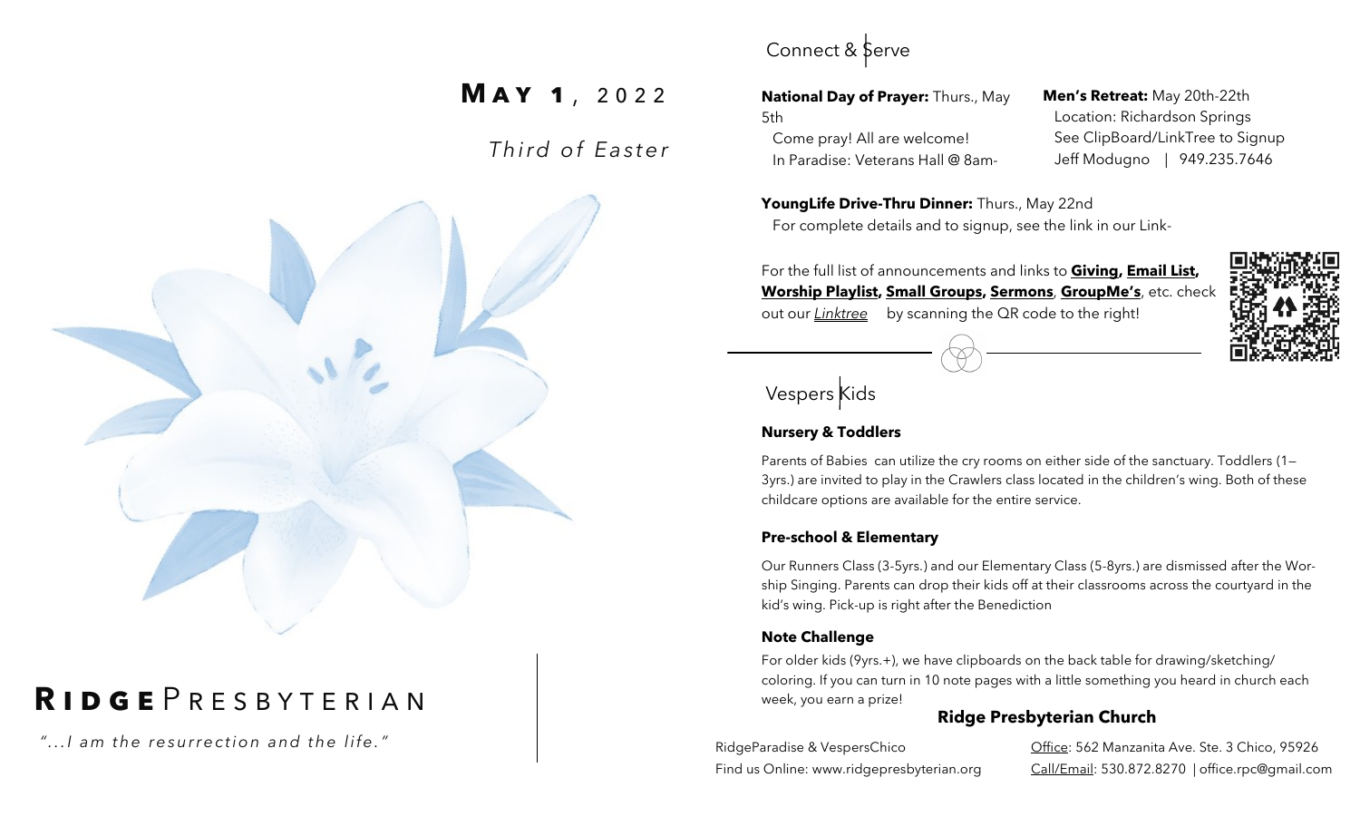# May 1, 2022

*Third of Easter*

# Ridge Presbyterian

*"...I am the resurrection and the life."*

## Connect & Serve

**National Day of Prayer:** Thurs., May 5th
Come pray! All are welcome!
In Paradise: Veterans Hall @ 8am-

**Men's Retreat:** May 20th-22th
Location: Richardson Springs
See ClipBoard/LinkTree to Signup
Jeff Modugno | 949.235.7646

**YoungLife Drive-Thru Dinner:** Thurs., May 22nd
For complete details and to signup, see the link in our Link-

For the full list of announcements and links to **Giving, Email List, Worship Playlist, Small Groups, Sermons**, **GroupMe's**, etc. check out our *Linktree* by scanning the QR code to the right!

## Vespers Kids

### Nursery & Toddlers

Parents of Babies can utilize the cry rooms on either side of the sanctuary. Toddlers (1—3yrs.) are invited to play in the Crawlers class located in the children's wing. Both of these childcare options are available for the entire service.

### Pre-school & Elementary

Our Runners Class (3-5yrs.) and our Elementary Class (5-8yrs.) are dismissed after the Worship Singing. Parents can drop their kids off at their classrooms across the courtyard in the kid's wing. Pick-up is right after the Benediction

### Note Challenge

For older kids (9yrs.+), we have clipboards on the back table for drawing/sketching/coloring. If you can turn in 10 note pages with a little something you heard in church each week, you earn a prize!

**Ridge Presbyterian Church**

RidgeParadise & VespersChico
Find us Online: www.ridgepresbyterian.org

Office: 562 Manzanita Ave. Ste. 3 Chico, 95926
Call/Email: 530.872.8270 | office.rpc@gmail.com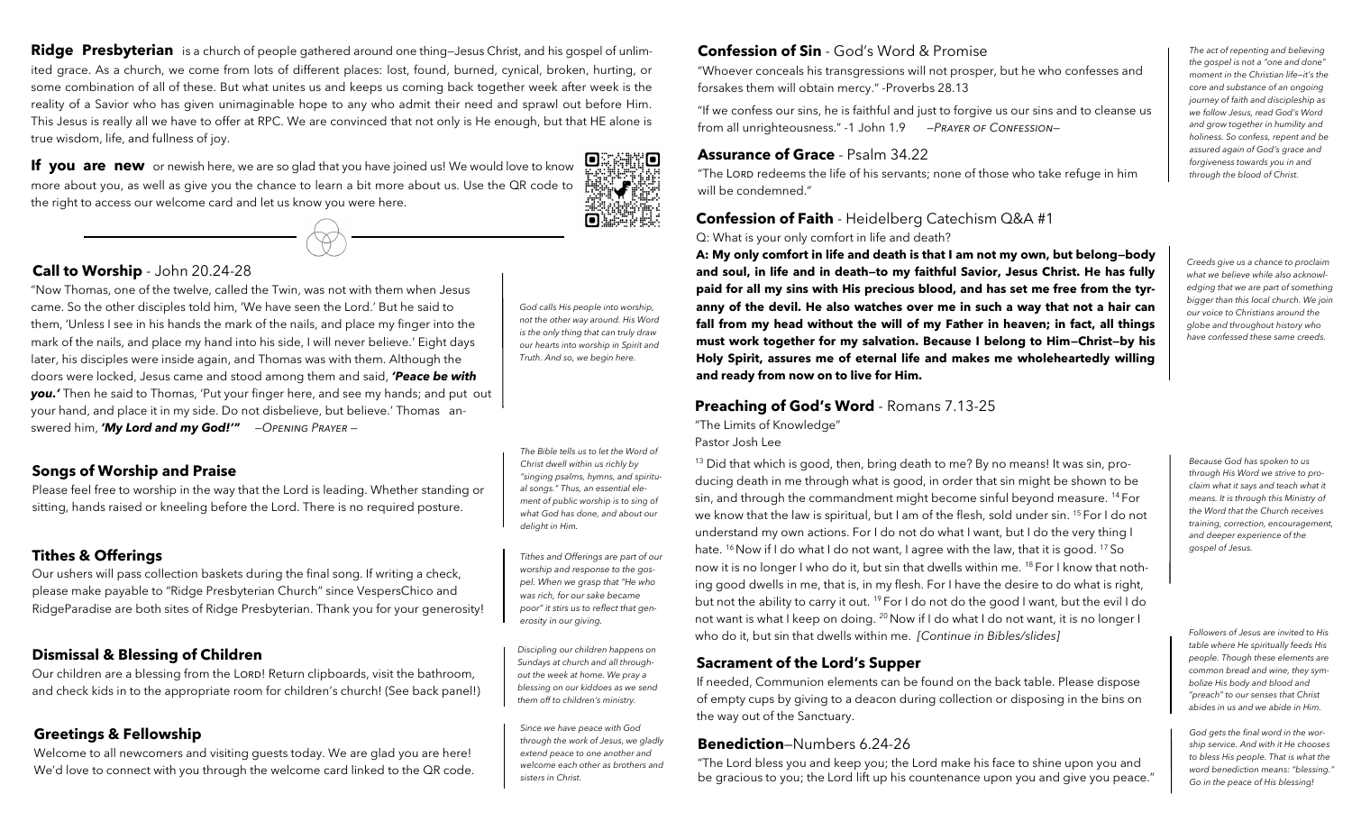**Ridge Presbyterian** is a church of people gathered around one thing—Jesus Christ, and his gospel of unlimited grace. As a church, we come from lots of different places: lost, found, burned, cynical, broken, hurting, or some combination of all of these. But what unites us and keeps us coming back together week after week is the reality of a Savior who has given unimaginable hope to any who admit their need and sprawl out before Him. This Jesus is really all we have to offer at RPC. We are convinced that not only is He enough, but that HE alone is true wisdom, life, and fullness of joy.

**If you are new** or newish here, we are so glad that you have joined us! We would love to know more about you, as well as give you the chance to learn a bit more about us. Use the QR code to the right to access our welcome card and let us know you were here.

## Call to Worship - John 20.24-28

"Now Thomas, one of the twelve, called the Twin, was not with them when Jesus came. So the other disciples told him, 'We have seen the Lord.' But he said to them, 'Unless I see in his hands the mark of the nails, and place my finger into the mark of the nails, and place my hand into his side, I will never believe.' Eight days later, his disciples were inside again, and Thomas was with them. Although the doors were locked, Jesus came and stood among them and said, ***'Peace be with you.'*** Then he said to Thomas, 'Put your finger here, and see my hands; and put out your hand, and place it in my side. Do not disbelieve, but believe.' Thomas answered him, ***'My Lord and my God!'"*** —*Opening Prayer*—

*God calls His people into worship, not the other way around. His Word is the only thing that can truly draw our hearts into worship in Spirit and Truth. And so, we begin here.*

## Songs of Worship and Praise

Please feel free to worship in the way that the Lord is leading. Whether standing or sitting, hands raised or kneeling before the Lord. There is no required posture.

*The Bible tells us to let the Word of Christ dwell within us richly by "singing psalms, hymns, and spiritual songs." Thus, an essential element of public worship is to sing of what God has done, and about our delight in Him.*

## Tithes & Offerings

Our ushers will pass collection baskets during the final song. If writing a check, please make payable to "Ridge Presbyterian Church" since VespersChico and RidgeParadise are both sites of Ridge Presbyterian. Thank you for your generosity!

*Tithes and Offerings are part of our worship and response to the gospel. When we grasp that "He who was rich, for our sake became poor" it stirs us to reflect that generosity in our giving.*

## Dismissal & Blessing of Children

Our children are a blessing from the Lord! Return clipboards, visit the bathroom, and check kids in to the appropriate room for children's church! (See back panel!)

*Discipling our children happens on Sundays at church and all throughout the week at home. We pray a blessing on our kiddoes as we send them off to children's ministry.*

## Greetings & Fellowship

Welcome to all newcomers and visiting guests today. We are glad you are here! We'd love to connect with you through the welcome card linked to the QR code.

*Since we have peace with God through the work of Jesus, we gladly extend peace to one another and welcome each other as brothers and sisters in Christ.*

## Confession of Sin - God's Word & Promise

"Whoever conceals his transgressions will not prosper, but he who confesses and forsakes them will obtain mercy." -Proverbs 28.13

"If we confess our sins, he is faithful and just to forgive us our sins and to cleanse us from all unrighteousness." -1 John 1.9 —*Prayer of Confession*—

*The act of repenting and believing the gospel is not a "one and done" moment in the Christian life—it's the core and substance of an ongoing journey of faith and discipleship as we follow Jesus, read God's Word and grow together in humility and holiness. So confess, repent and be assured again of God's grace and forgiveness towards you in and through the blood of Christ.*

## Assurance of Grace - Psalm 34.22

"The Lord redeems the life of his servants; none of those who take refuge in him will be condemned."

## Confession of Faith - Heidelberg Catechism Q&A #1

Q: What is your only comfort in life and death?

**A: My only comfort in life and death is that I am not my own, but belong—body and soul, in life and in death—to my faithful Savior, Jesus Christ. He has fully paid for all my sins with His precious blood, and has set me free from the tyranny of the devil. He also watches over me in such a way that not a hair can fall from my head without the will of my Father in heaven; in fact, all things must work together for my salvation. Because I belong to Him—Christ—by his Holy Spirit, assures me of eternal life and makes me wholeheartedly willing and ready from now on to live for Him.**

*Creeds give us a chance to proclaim what we believe while also acknowledging that we are part of something bigger than this local church. We join our voice to Christians around the globe and throughout history who have confessed these same creeds.*

## Preaching of God's Word - Romans 7.13-25

"The Limits of Knowledge"
Pastor Josh Lee

[13] Did that which is good, then, bring death to me? By no means! It was sin, producing death in me through what is good, in order that sin might be shown to be sin, and through the commandment might become sinful beyond measure. [14] For we know that the law is spiritual, but I am of the flesh, sold under sin. [15] For I do not understand my own actions. For I do not do what I want, but I do the very thing I hate. [16] Now if I do what I do not want, I agree with the law, that it is good. [17] So now it is no longer I who do it, but sin that dwells within me. [18] For I know that nothing good dwells in me, that is, in my flesh. For I have the desire to do what is right, but not the ability to carry it out. [19] For I do not do the good I want, but the evil I do not want is what I keep on doing. [20] Now if I do what I do not want, it is no longer I who do it, but sin that dwells within me. *[Continue in Bibles/slides]*

*Because God has spoken to us through His Word we strive to proclaim what it says and teach what it means. It is through this Ministry of the Word that the Church receives training, correction, encouragement, and deeper experience of the gospel of Jesus.*

## Sacrament of the Lord's Supper

If needed, Communion elements can be found on the back table. Please dispose of empty cups by giving to a deacon during collection or disposing in the bins on the way out of the Sanctuary.

*Followers of Jesus are invited to His table where He spiritually feeds His people. Though these elements are common bread and wine, they symbolize His body and blood and "preach" to our senses that Christ abides in us and we abide in Him.*

## Benediction—Numbers 6.24-26

"The Lord bless you and keep you; the Lord make his face to shine upon you and be gracious to you; the Lord lift up his countenance upon you and give you peace."

*God gets the final word in the worship service. And with it He chooses to bless His people. That is what the word benediction means: "blessing." Go in the peace of His blessing!*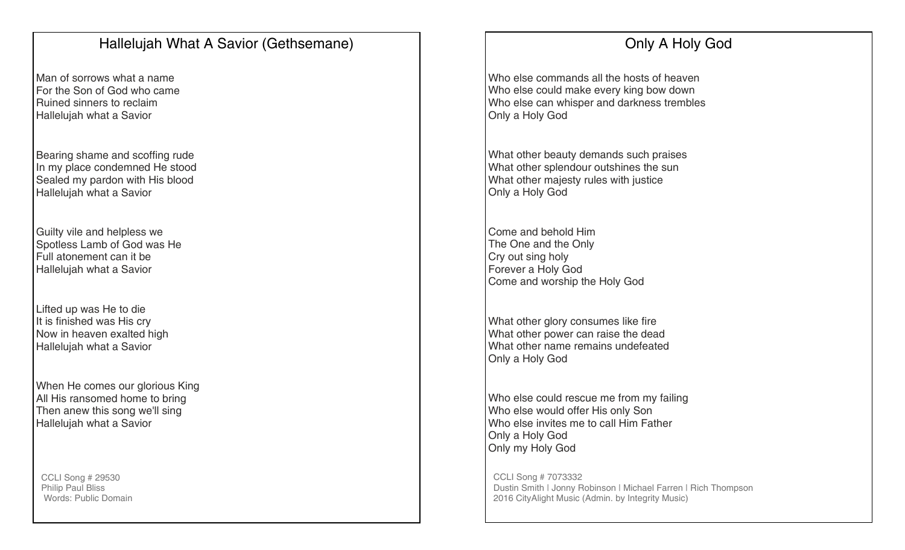# Hallelujah What A Savior (Gethsemane)

Man of sorrows what a name
For the Son of God who came
Ruined sinners to reclaim
Hallelujah what a Savior

Bearing shame and scoffing rude
In my place condemned He stood
Sealed my pardon with His blood
Hallelujah what a Savior

Guilty vile and helpless we
Spotless Lamb of God was He
Full atonement can it be
Hallelujah what a Savior

Lifted up was He to die
It is finished was His cry
Now in heaven exalted high
Hallelujah what a Savior

When He comes our glorious King
All His ransomed home to bring
Then anew this song we'll sing
Hallelujah what a Savior

CCLI Song # 29530
Philip Paul Bliss
Words: Public Domain

# Only A Holy God

Who else commands all the hosts of heaven
Who else could make every king bow down
Who else can whisper and darkness trembles
Only a Holy God

What other beauty demands such praises
What other splendour outshines the sun
What other majesty rules with justice
Only a Holy God

Come and behold Him
The One and the Only
Cry out sing holy
Forever a Holy God
Come and worship the Holy God

What other glory consumes like fire
What other power can raise the dead
What other name remains undefeated
Only a Holy God

Who else could rescue me from my failing
Who else would offer His only Son
Who else invites me to call Him Father
Only a Holy God
Only my Holy God

CCLI Song # 7073332
Dustin Smith | Jonny Robinson | Michael Farren | Rich Thompson
2016 CityAlight Music (Admin. by Integrity Music)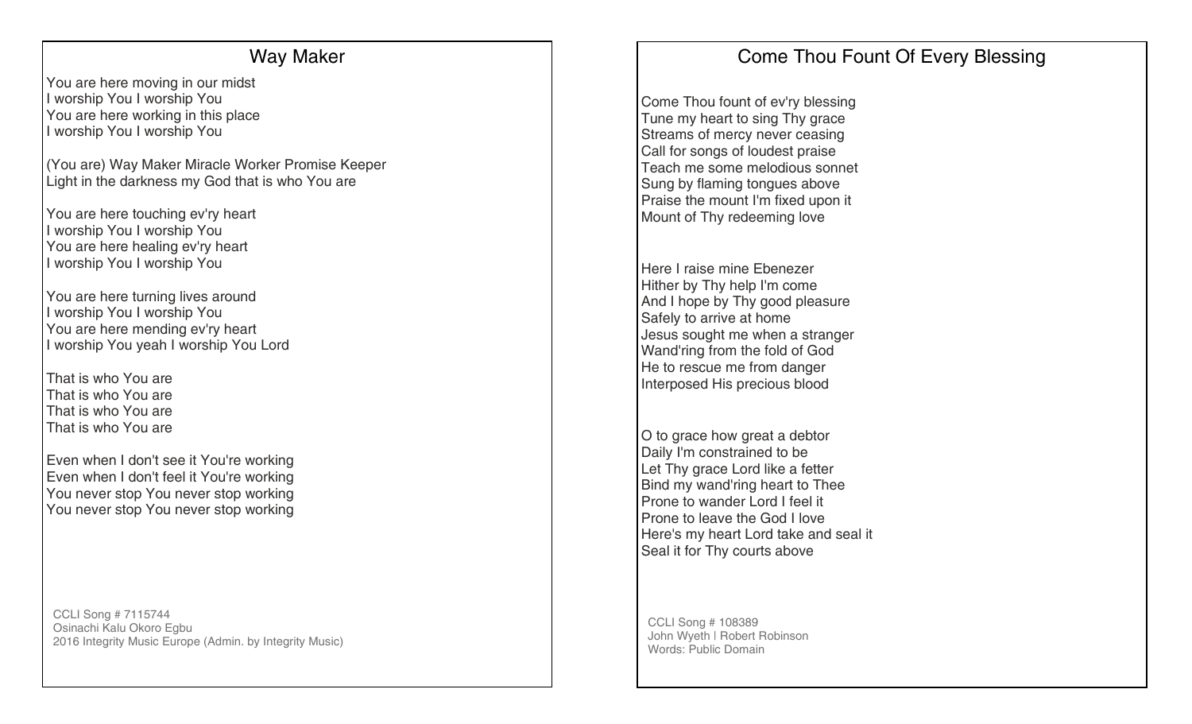# Way Maker

You are here moving in our midst
I worship You I worship You
You are here working in this place
I worship You I worship You

(You are) Way Maker Miracle Worker Promise Keeper
Light in the darkness my God that is who You are

You are here touching ev'ry heart
I worship You I worship You
You are here healing ev'ry heart
I worship You I worship You

You are here turning lives around
I worship You I worship You
You are here mending ev'ry heart
I worship You yeah I worship You Lord

That is who You are
That is who You are
That is who You are
That is who You are

Even when I don't see it You're working
Even when I don't feel it You're working
You never stop You never stop working
You never stop You never stop working

CCLI Song # 7115744
Osinachi Kalu Okoro Egbu
2016 Integrity Music Europe (Admin. by Integrity Music)

# Come Thou Fount Of Every Blessing

Come Thou fount of ev'ry blessing
Tune my heart to sing Thy grace
Streams of mercy never ceasing
Call for songs of loudest praise
Teach me some melodious sonnet
Sung by flaming tongues above
Praise the mount I'm fixed upon it
Mount of Thy redeeming love

Here I raise mine Ebenezer
Hither by Thy help I'm come
And I hope by Thy good pleasure
Safely to arrive at home
Jesus sought me when a stranger
Wand'ring from the fold of God
He to rescue me from danger
Interposed His precious blood

O to grace how great a debtor
Daily I'm constrained to be
Let Thy grace Lord like a fetter
Bind my wand'ring heart to Thee
Prone to wander Lord I feel it
Prone to leave the God I love
Here's my heart Lord take and seal it
Seal it for Thy courts above

CCLI Song # 108389
John Wyeth | Robert Robinson
Words: Public Domain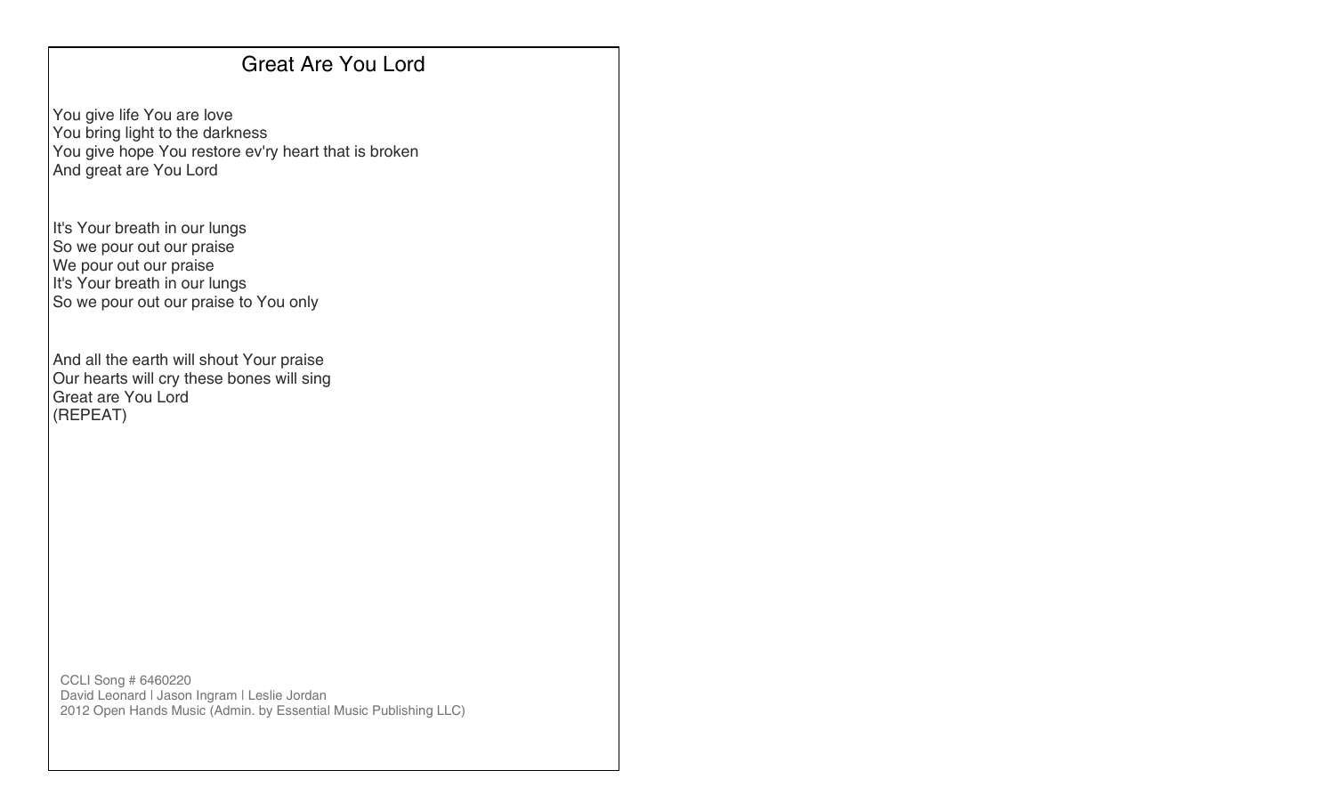# Great Are You Lord

You give life You are love
You bring light to the darkness
You give hope You restore ev'ry heart that is broken
And great are You Lord

It's Your breath in our lungs
So we pour out our praise
We pour out our praise
It's Your breath in our lungs
So we pour out our praise to You only

And all the earth will shout Your praise
Our hearts will cry these bones will sing
Great are You Lord
(REPEAT)

CCLI Song # 6460220
David Leonard | Jason Ingram | Leslie Jordan
2012 Open Hands Music (Admin. by Essential Music Publishing LLC)